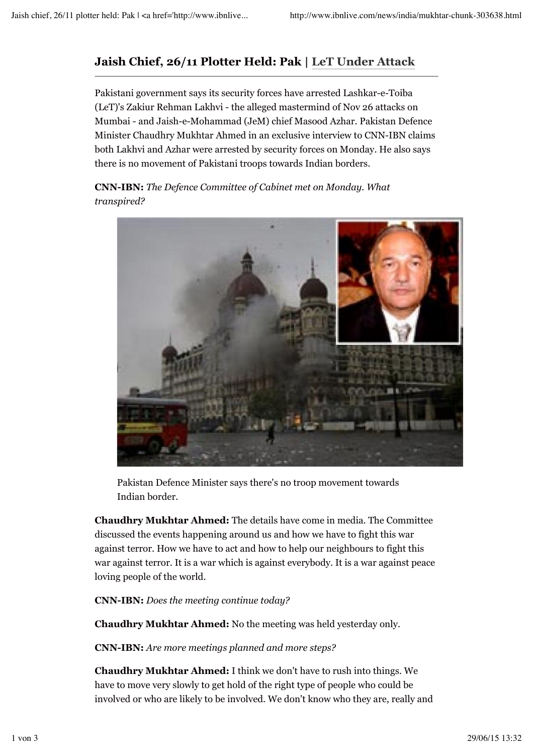# Jaish Chief, 26/11 Plotter Held: Pak | LeT Under Attack

Pakistani government says its security forces have arrested Lashkar-e-Toiba (LeT)'s Zakiur Rehman Lakhvi - the alleged mastermind of Nov 26 attacks on Mumbai - and Jaish-e-Mohammad (JeM) chief Masood Azhar. Pakistan Defence Minister Chaudhry Mukhtar Ahmed in an exclusive interview to CNN-IBN claims both Lakhvi and Azhar were arrested by security forces on Monday. He also says there is no movement of Pakistani troops towards Indian borders.

**CNN-IBN:** *The Defence Committee of Cabinet met on Monday. What transpired?*

Pakistan Defence Minister says there's no troop movement towards Indian border.

**Chaudhry Mukhtar Ahmed:** The details have come in media. The Committee discussed the events happening around us and how we have to fight this war against terror. How we have to act and how to help our neighbours to fight this war against terror. It is a war which is against everybody. It is a war against peace loving people of the world.

**CNN-IBN:** *Does the meeting continue today?*

**Chaudhry Mukhtar Ahmed:** No the meeting was held yesterday only.

**CNN-IBN:** *Are more meetings planned and more steps?*

**Chaudhry Mukhtar Ahmed:** I think we don't have to rush into things. We have to move very slowly to get hold of the right type of people who could be involved or who are likely to be involved. We don't know who they are, really and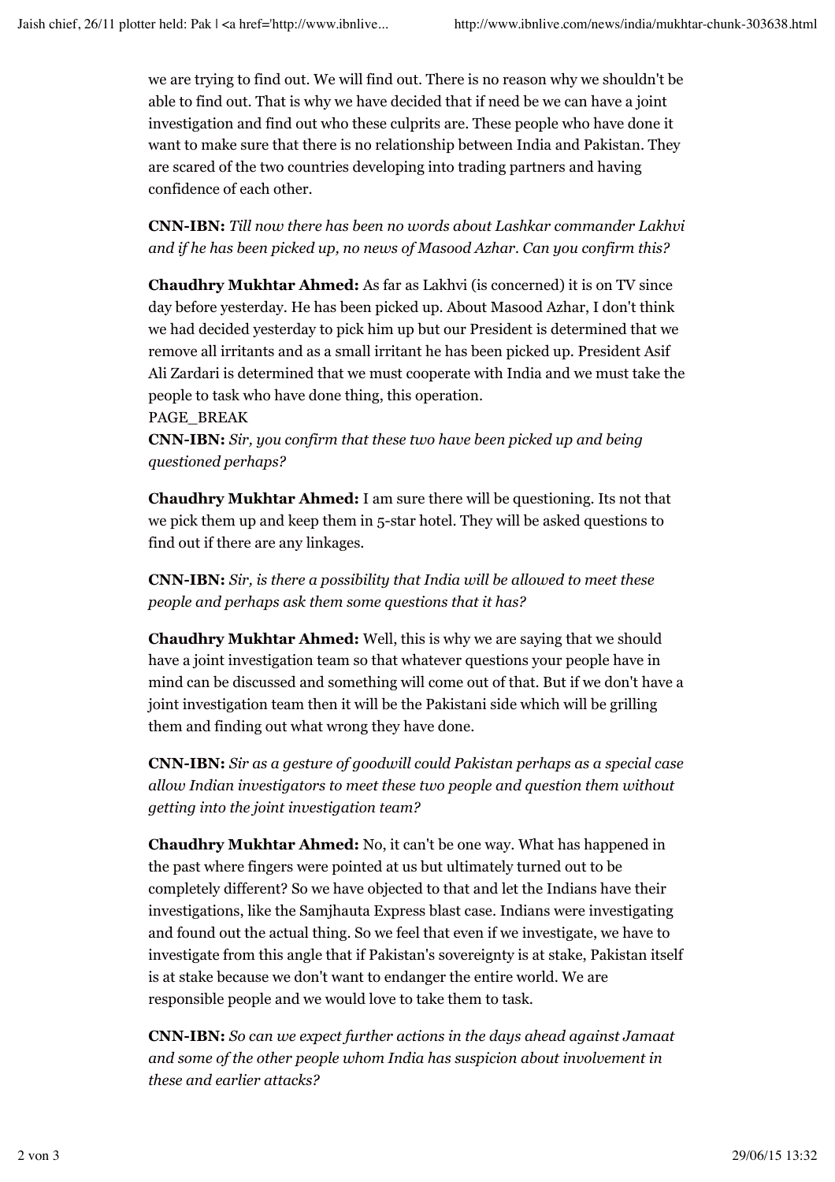we are trying to find out. We will find out. There is no reason why we shouldn't be able to find out. That is why we have decided that if need be we can have a joint investigation and find out who these culprits are. These people who have done it want to make sure that there is no relationship between India and Pakistan. They are scared of the two countries developing into trading partners and having confidence of each other.

**CNN-IBN:** *Till now there has been no words about Lashkar commander Lakhvi and if he has been picked up, no news of Masood Azhar. Can you confirm this?*

**Chaudhry Mukhtar Ahmed:** As far as Lakhvi (is concerned) it is on TV since day before yesterday. He has been picked up. About Masood Azhar, I don't think we had decided yesterday to pick him up but our President is determined that we remove all irritants and as a small irritant he has been picked up. President Asif Ali Zardari is determined that we must cooperate with India and we must take the people to task who have done thing, this operation.

PAGE_BREAK

**CNN-IBN:** *Sir, you confirm that these two have been picked up and being questioned perhaps?*

**Chaudhry Mukhtar Ahmed:** I am sure there will be questioning. Its not that we pick them up and keep them in 5-star hotel. They will be asked questions to find out if there are any linkages.

**CNN-IBN:** *Sir, is there a possibility that India will be allowed to meet these people and perhaps ask them some questions that it has?*

**Chaudhry Mukhtar Ahmed:** Well, this is why we are saying that we should have a joint investigation team so that whatever questions your people have in mind can be discussed and something will come out of that. But if we don't have a joint investigation team then it will be the Pakistani side which will be grilling them and finding out what wrong they have done.

**CNN-IBN:** *Sir as a gesture of goodwill could Pakistan perhaps as a special case allow Indian investigators to meet these two people and question them without getting into the joint investigation team?*

**Chaudhry Mukhtar Ahmed:** No, it can't be one way. What has happened in the past where fingers were pointed at us but ultimately turned out to be completely different? So we have objected to that and let the Indians have their investigations, like the Samjhauta Express blast case. Indians were investigating and found out the actual thing. So we feel that even if we investigate, we have to investigate from this angle that if Pakistan's sovereignty is at stake, Pakistan itself is at stake because we don't want to endanger the entire world. We are responsible people and we would love to take them to task.

**CNN-IBN:** *So can we expect further actions in the days ahead against Jamaat and some of the other people whom India has suspicion about involvement in these and earlier attacks?*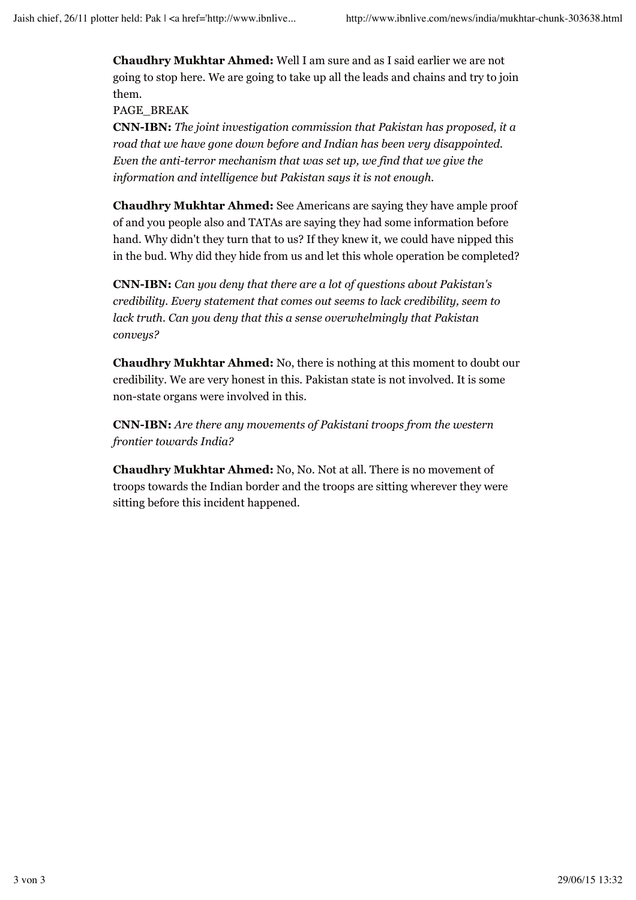**Chaudhry Mukhtar Ahmed:** Well I am sure and as I said earlier we are not going to stop here. We are going to take up all the leads and chains and try to join them.

PAGE_BREAK

**CNN-IBN:** *The joint investigation commission that Pakistan has proposed, it a road that we have gone down before and Indian has been very disappointed. Even the anti-terror mechanism that was set up, we find that we give the information and intelligence but Pakistan says it is not enough.*

**Chaudhry Mukhtar Ahmed:** See Americans are saying they have ample proof of and you people also and TATAs are saying they had some information before hand. Why didn't they turn that to us? If they knew it, we could have nipped this in the bud. Why did they hide from us and let this whole operation be completed?

**CNN-IBN:** *Can you deny that there are a lot of questions about Pakistan's credibility. Every statement that comes out seems to lack credibility, seem to lack truth. Can you deny that this a sense overwhelmingly that Pakistan conveys?*

**Chaudhry Mukhtar Ahmed:** No, there is nothing at this moment to doubt our credibility. We are very honest in this. Pakistan state is not involved. It is some non-state organs were involved in this.

**CNN-IBN:** *Are there any movements of Pakistani troops from the western frontier towards India?*

**Chaudhry Mukhtar Ahmed:** No, No. Not at all. There is no movement of troops towards the Indian border and the troops are sitting wherever they were sitting before this incident happened.